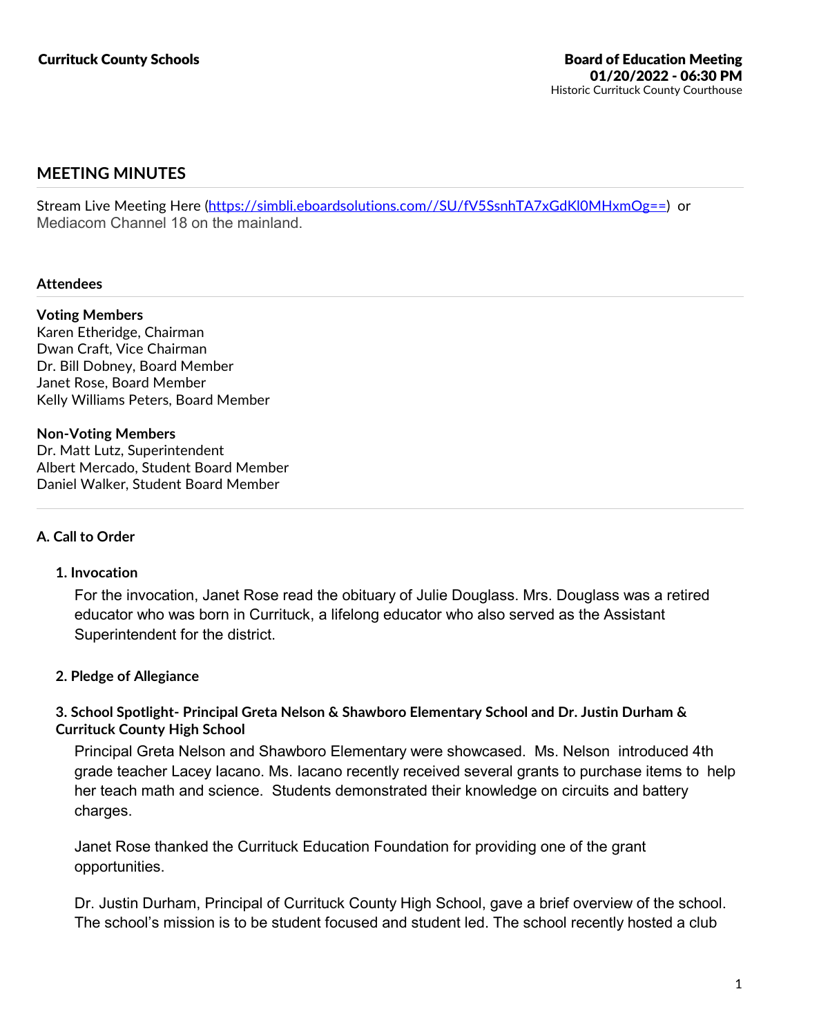**Currituck County Schools**

**Board of Education Meeting**
**01/20/2022 - 06:30 PM**
Historic Currituck County Courthouse

## MEETING MINUTES

Stream Live Meeting Here (https://simbli.eboardsolutions.com//SU/fV5SsnhTA7xGdKl0MHxmOg==) or Mediacom Channel 18 on the mainland.

### Attendees

**Voting Members**
Karen Etheridge, Chairman
Dwan Craft, Vice Chairman
Dr. Bill Dobney, Board Member
Janet Rose, Board Member
Kelly Williams Peters, Board Member

**Non-Voting Members**
Dr. Matt Lutz, Superintendent
Albert Mercado, Student Board Member
Daniel Walker, Student Board Member

### A. Call to Order

#### 1. Invocation

For the invocation, Janet Rose read the obituary of Julie Douglass. Mrs. Douglass was a retired educator who was born in Currituck, a lifelong educator who also served as the Assistant Superintendent for the district.

#### 2. Pledge of Allegiance

#### 3. School Spotlight- Principal Greta Nelson & Shawboro Elementary School and Dr. Justin Durham & Currituck County High School

Principal Greta Nelson and Shawboro Elementary were showcased. Ms. Nelson introduced 4th grade teacher Lacey Iacano. Ms. Iacano recently received several grants to purchase items to help her teach math and science. Students demonstrated their knowledge on circuits and battery charges.

Janet Rose thanked the Currituck Education Foundation for providing one of the grant opportunities.

Dr. Justin Durham, Principal of Currituck County High School, gave a brief overview of the school. The school's mission is to be student focused and student led. The school recently hosted a club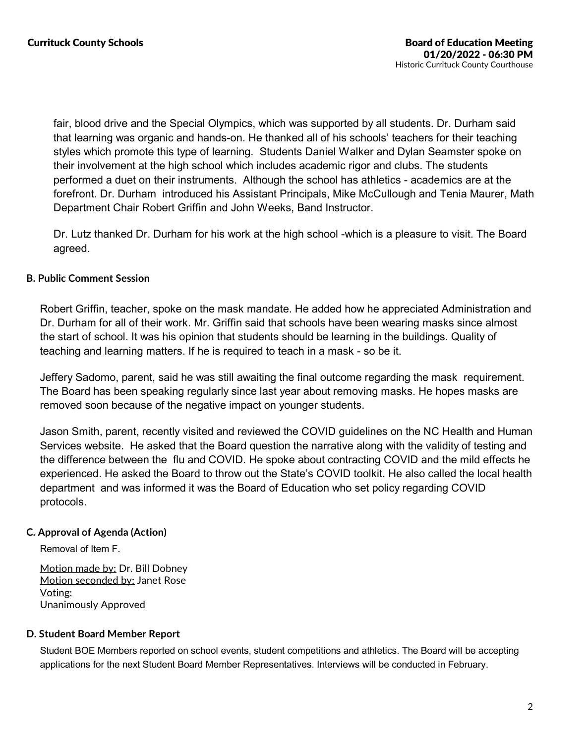fair, blood drive and the Special Olympics, which was supported by all students. Dr. Durham said that learning was organic and hands-on. He thanked all of his schools' teachers for their teaching styles which promote this type of learning. Students Daniel Walker and Dylan Seamster spoke on their involvement at the high school which includes academic rigor and clubs. The students performed a duet on their instruments. Although the school has athletics - academics are at the forefront. Dr. Durham introduced his Assistant Principals, Mike McCullough and Tenia Maurer, Math Department Chair Robert Griffin and John Weeks, Band Instructor.

Dr. Lutz thanked Dr. Durham for his work at the high school -which is a pleasure to visit. The Board agreed.

### B. Public Comment Session

Robert Griffin, teacher, spoke on the mask mandate. He added how he appreciated Administration and Dr. Durham for all of their work. Mr. Griffin said that schools have been wearing masks since almost the start of school. It was his opinion that students should be learning in the buildings. Quality of teaching and learning matters. If he is required to teach in a mask - so be it.

Jeffery Sadomo, parent, said he was still awaiting the final outcome regarding the mask requirement. The Board has been speaking regularly since last year about removing masks. He hopes masks are removed soon because of the negative impact on younger students.

Jason Smith, parent, recently visited and reviewed the COVID guidelines on the NC Health and Human Services website. He asked that the Board question the narrative along with the validity of testing and the difference between the flu and COVID. He spoke about contracting COVID and the mild effects he experienced. He asked the Board to throw out the State's COVID toolkit. He also called the local health department and was informed it was the Board of Education who set policy regarding COVID protocols.

### C. Approval of Agenda (Action)

Removal of Item F.

Motion made by: Dr. Bill Dobney
Motion seconded by: Janet Rose
Voting:
Unanimously Approved

### D. Student Board Member Report

Student BOE Members reported on school events, student competitions and athletics. The Board will be accepting applications for the next Student Board Member Representatives. Interviews will be conducted in February.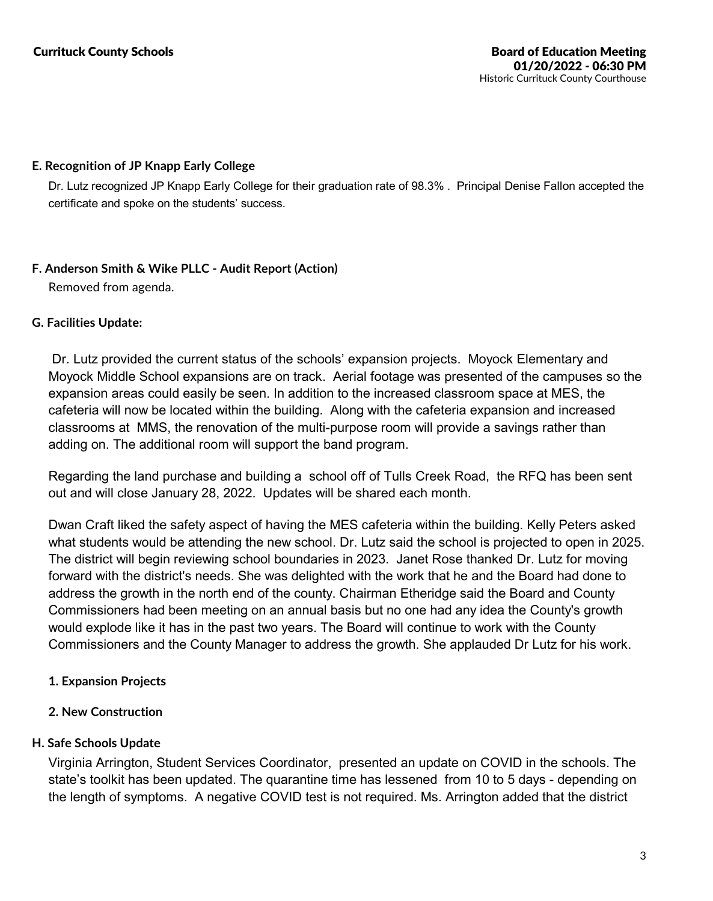## E. Recognition of JP Knapp Early College

Dr. Lutz recognized JP Knapp Early College for their graduation rate of 98.3% . Principal Denise Fallon accepted the certificate and spoke on the students' success.

## F. Anderson Smith & Wike PLLC - Audit Report (Action)

Removed from agenda.

## G. Facilities Update:

Dr. Lutz provided the current status of the schools' expansion projects. Moyock Elementary and Moyock Middle School expansions are on track. Aerial footage was presented of the campuses so the expansion areas could easily be seen. In addition to the increased classroom space at MES, the cafeteria will now be located within the building. Along with the cafeteria expansion and increased classrooms at MMS, the renovation of the multi-purpose room will provide a savings rather than adding on. The additional room will support the band program.

Regarding the land purchase and building a school off of Tulls Creek Road, the RFQ has been sent out and will close January 28, 2022. Updates will be shared each month.

Dwan Craft liked the safety aspect of having the MES cafeteria within the building. Kelly Peters asked what students would be attending the new school. Dr. Lutz said the school is projected to open in 2025. The district will begin reviewing school boundaries in 2023. Janet Rose thanked Dr. Lutz for moving forward with the district's needs. She was delighted with the work that he and the Board had done to address the growth in the north end of the county. Chairman Etheridge said the Board and County Commissioners had been meeting on an annual basis but no one had any idea the County's growth would explode like it has in the past two years. The Board will continue to work with the County Commissioners and the County Manager to address the growth. She applauded Dr Lutz for his work.

### 1. Expansion Projects

### 2. New Construction

## H. Safe Schools Update

Virginia Arrington, Student Services Coordinator, presented an update on COVID in the schools. The state's toolkit has been updated. The quarantine time has lessened from 10 to 5 days - depending on the length of symptoms. A negative COVID test is not required. Ms. Arrington added that the district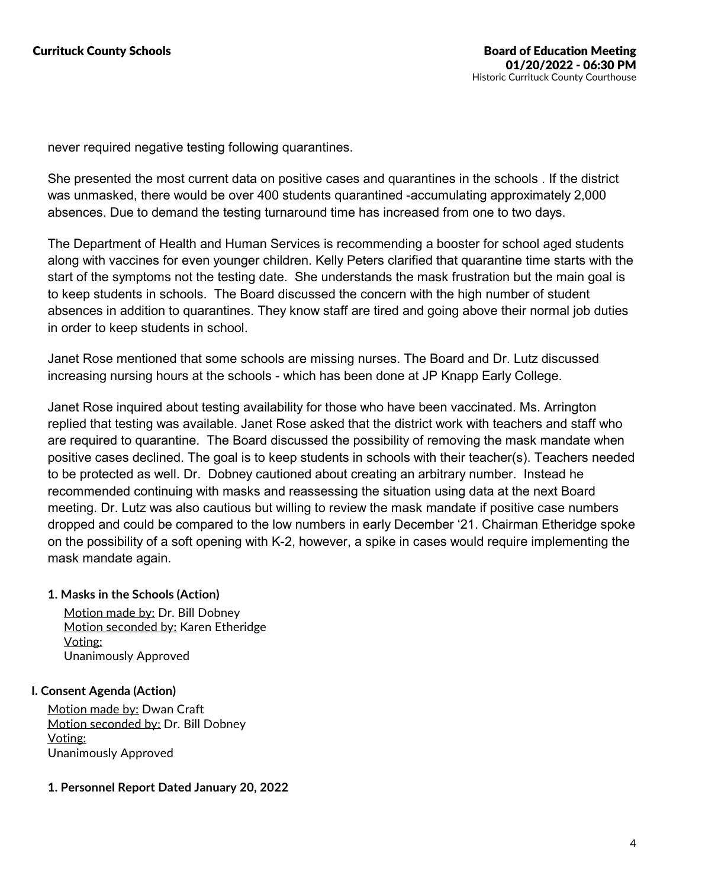never required negative testing following quarantines.

She presented the most current data on positive cases and quarantines in the schools . If the district was unmasked, there would be over 400 students quarantined -accumulating approximately 2,000 absences. Due to demand the testing turnaround time has increased from one to two days.

The Department of Health and Human Services is recommending a booster for school aged students along with vaccines for even younger children. Kelly Peters clarified that quarantine time starts with the start of the symptoms not the testing date. She understands the mask frustration but the main goal is to keep students in schools. The Board discussed the concern with the high number of student absences in addition to quarantines. They know staff are tired and going above their normal job duties in order to keep students in school.

Janet Rose mentioned that some schools are missing nurses. The Board and Dr. Lutz discussed increasing nursing hours at the schools - which has been done at JP Knapp Early College.

Janet Rose inquired about testing availability for those who have been vaccinated. Ms. Arrington replied that testing was available. Janet Rose asked that the district work with teachers and staff who are required to quarantine. The Board discussed the possibility of removing the mask mandate when positive cases declined. The goal is to keep students in schools with their teacher(s). Teachers needed to be protected as well. Dr. Dobney cautioned about creating an arbitrary number. Instead he recommended continuing with masks and reassessing the situation using data at the next Board meeting. Dr. Lutz was also cautious but willing to review the mask mandate if positive case numbers dropped and could be compared to the low numbers in early December '21. Chairman Etheridge spoke on the possibility of a soft opening with K-2, however, a spike in cases would require implementing the mask mandate again.

#### 1. Masks in the Schools (Action)

Motion made by: Dr. Bill Dobney
Motion seconded by: Karen Etheridge
Voting:
Unanimously Approved

### I. Consent Agenda (Action)

Motion made by: Dwan Craft
Motion seconded by: Dr. Bill Dobney
Voting:
Unanimously Approved

#### 1. Personnel Report Dated January 20, 2022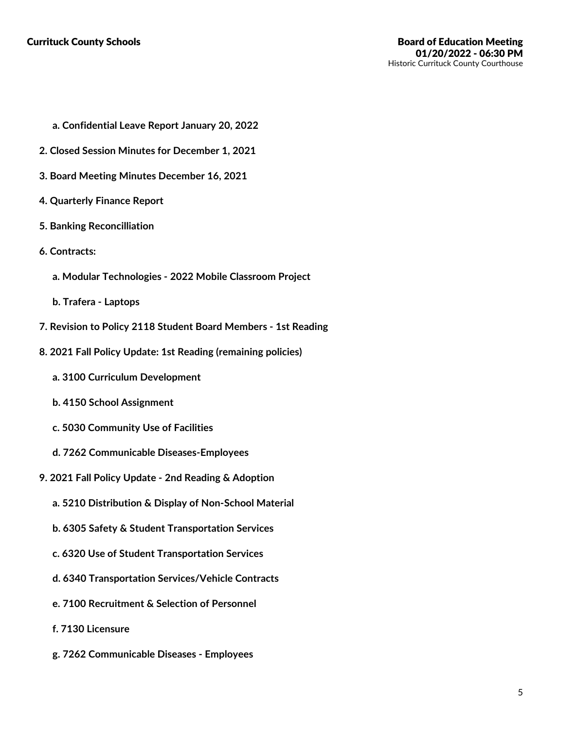**a. Confidential Leave Report January 20, 2022**

**2. Closed Session Minutes for December 1, 2021**

**3. Board Meeting Minutes December 16, 2021**

**4. Quarterly Finance Report**

**5. Banking Reconcilliation**

**6. Contracts:**

**a. Modular Technologies - 2022 Mobile Classroom Project**

**b. Trafera - Laptops**

**7. Revision to Policy 2118 Student Board Members - 1st Reading**

**8. 2021 Fall Policy Update: 1st Reading (remaining policies)**

**a. 3100 Curriculum Development**

**b. 4150 School Assignment**

**c. 5030 Community Use of Facilities**

**d. 7262 Communicable Diseases-Employees**

**9. 2021 Fall Policy Update - 2nd Reading & Adoption**

**a. 5210 Distribution & Display of Non-School Material**

**b. 6305 Safety & Student Transportation Services**

**c. 6320 Use of Student Transportation Services**

**d. 6340 Transportation Services/Vehicle Contracts**

**e. 7100 Recruitment & Selection of Personnel**

**f. 7130 Licensure**

**g. 7262 Communicable Diseases - Employees**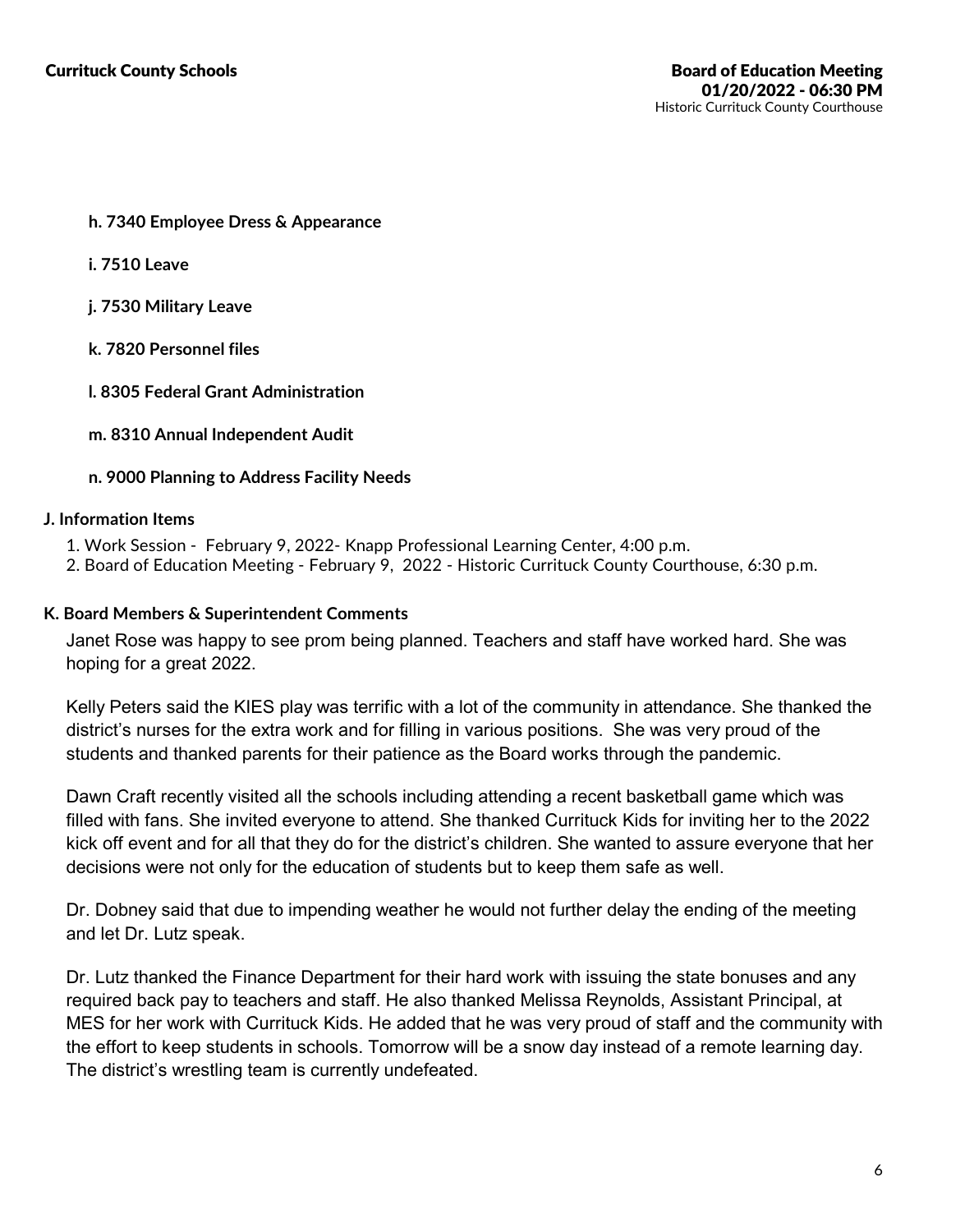**h. 7340 Employee Dress & Appearance**

**i. 7510 Leave**

**j. 7530 Military Leave**

**k. 7820 Personnel files**

**l. 8305 Federal Grant Administration**

**m. 8310 Annual Independent Audit**

**n. 9000 Planning to Address Facility Needs**

### J. Information Items

1. Work Session - February 9, 2022- Knapp Professional Learning Center, 4:00 p.m.
2. Board of Education Meeting - February 9, 2022 - Historic Currituck County Courthouse, 6:30 p.m.

### K. Board Members & Superintendent Comments

Janet Rose was happy to see prom being planned. Teachers and staff have worked hard. She was hoping for a great 2022.

Kelly Peters said the KIES play was terrific with a lot of the community in attendance. She thanked the district's nurses for the extra work and for filling in various positions. She was very proud of the students and thanked parents for their patience as the Board works through the pandemic.

Dawn Craft recently visited all the schools including attending a recent basketball game which was filled with fans. She invited everyone to attend. She thanked Currituck Kids for inviting her to the 2022 kick off event and for all that they do for the district's children. She wanted to assure everyone that her decisions were not only for the education of students but to keep them safe as well.

Dr. Dobney said that due to impending weather he would not further delay the ending of the meeting and let Dr. Lutz speak.

Dr. Lutz thanked the Finance Department for their hard work with issuing the state bonuses and any required back pay to teachers and staff. He also thanked Melissa Reynolds, Assistant Principal, at MES for her work with Currituck Kids. He added that he was very proud of staff and the community with the effort to keep students in schools. Tomorrow will be a snow day instead of a remote learning day. The district's wrestling team is currently undefeated.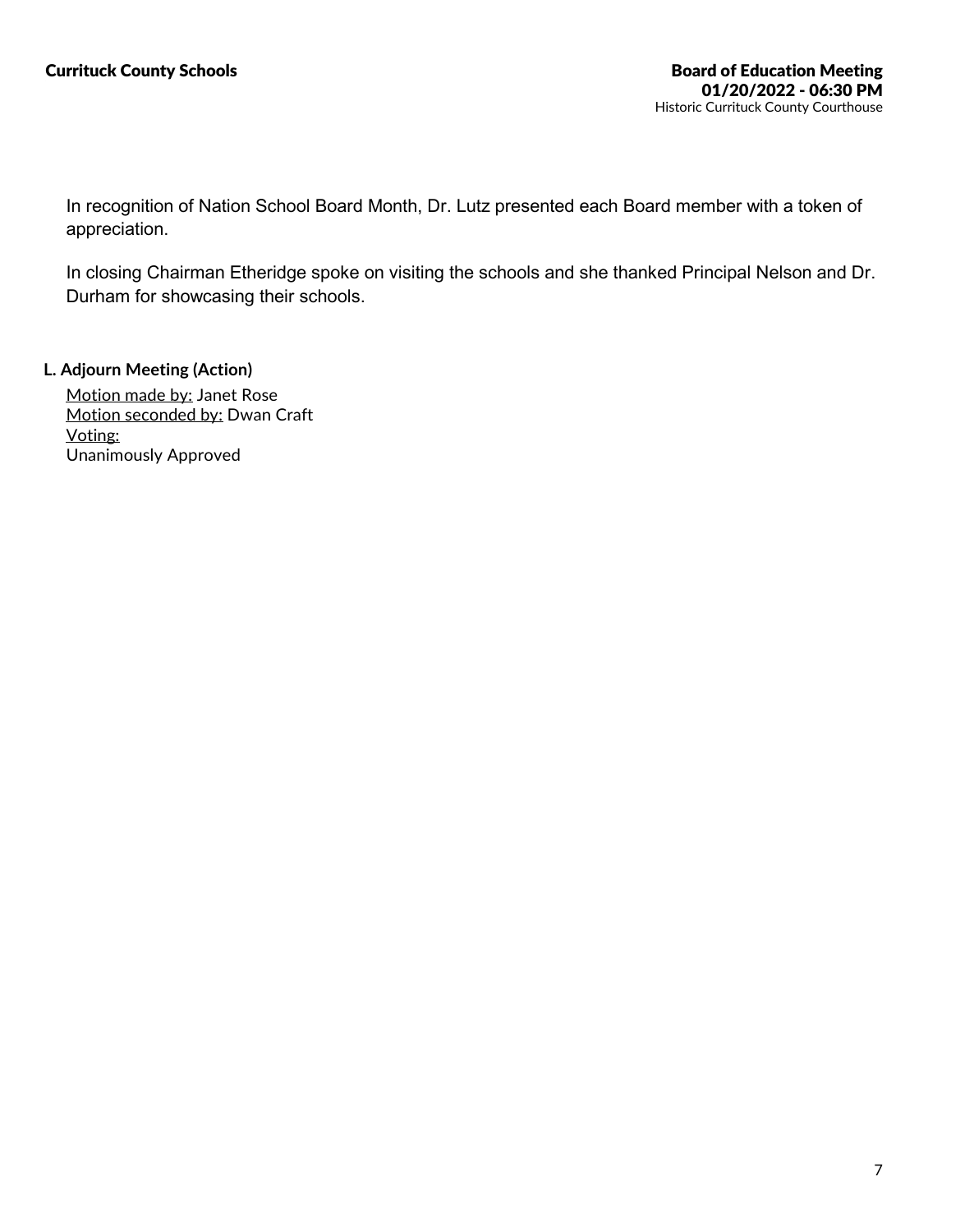In recognition of Nation School Board Month, Dr. Lutz presented each Board member with a token of appreciation.

In closing Chairman Etheridge spoke on visiting the schools and she thanked Principal Nelson and Dr. Durham for showcasing their schools.

### L. Adjourn Meeting (Action)

Motion made by: Janet Rose
Motion seconded by: Dwan Craft
Voting:
Unanimously Approved